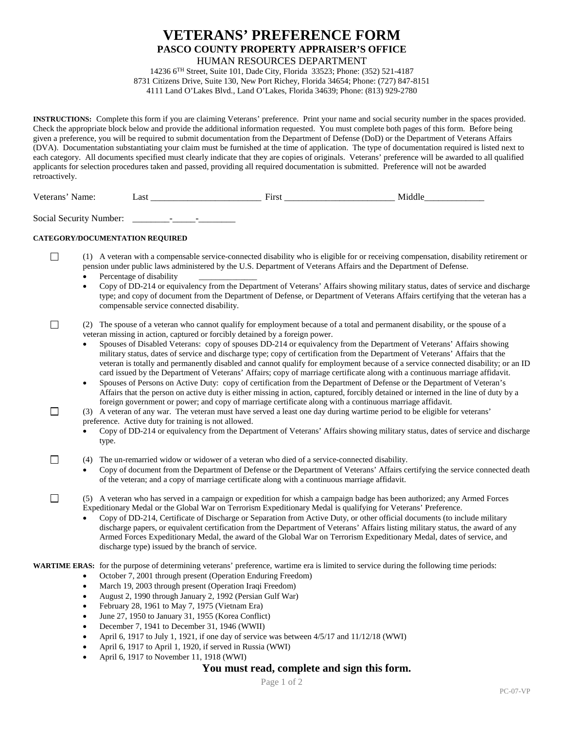# VETERANS' PREFERENCE FORM

## PASCO COUNTY PROPERTY APPRAISER'S OFFICE

HUMAN RESOURCES DEPARTMENT

14236 6[TH] Street, Suite 101, Dade City, Florida 33523; Phone: (352) 521-4187
8731 Citizens Drive, Suite 130, New Port Richey, Florida 34654; Phone: (727) 847-8151
4111 Land O'Lakes Blvd., Land O'Lakes, Florida 34639; Phone: (813) 929-2780

**INSTRUCTIONS:** Complete this form if you are claiming Veterans' preference. Print your name and social security number in the spaces provided. Check the appropriate block below and provide the additional information requested. You must complete both pages of this form. Before being given a preference, you will be required to submit documentation from the Department of Defense (DoD) or the Department of Veterans Affairs (DVA). Documentation substantiating your claim must be furnished at the time of application. The type of documentation required is listed next to each category. All documents specified must clearly indicate that they are copies of originals. Veterans' preference will be awarded to all qualified applicants for selection procedures taken and passed, providing all required documentation is submitted. Preference will not be awarded retroactively.

Veterans' Name: Last ________________________ First ________________________ Middle_____________

Social Security Number: ________-_____-________

**CATEGORY/DOCUMENTATION REQUIRED**

☐ (1) A veteran with a compensable service-connected disability who is eligible for or receiving compensation, disability retirement or pension under public laws administered by the U.S. Department of Veterans Affairs and the Department of Defense.

- Percentage of disability ______________
- Copy of DD-214 or equivalency from the Department of Veterans' Affairs showing military status, dates of service and discharge type; and copy of document from the Department of Defense, or Department of Veterans Affairs certifying that the veteran has a compensable service connected disability.

☐ (2) The spouse of a veteran who cannot qualify for employment because of a total and permanent disability, or the spouse of a veteran missing in action, captured or forcibly detained by a foreign power.

- Spouses of Disabled Veterans: copy of spouses DD-214 or equivalency from the Department of Veterans' Affairs showing military status, dates of service and discharge type; copy of certification from the Department of Veterans' Affairs that the veteran is totally and permanently disabled and cannot qualify for employment because of a service connected disability; or an ID card issued by the Department of Veterans' Affairs; copy of marriage certificate along with a continuous marriage affidavit.
- Spouses of Persons on Active Duty: copy of certification from the Department of Defense or the Department of Veteran's Affairs that the person on active duty is either missing in action, captured, forcibly detained or interned in the line of duty by a foreign government or power; and copy of marriage certificate along with a continuous marriage affidavit.

☐ (3) A veteran of any war. The veteran must have served a least one day during wartime period to be eligible for veterans' preference. Active duty for training is not allowed.

- Copy of DD-214 or equivalency from the Department of Veterans' Affairs showing military status, dates of service and discharge type.

☐ (4) The un-remarried widow or widower of a veteran who died of a service-connected disability.

- Copy of document from the Department of Defense or the Department of Veterans' Affairs certifying the service connected death of the veteran; and a copy of marriage certificate along with a continuous marriage affidavit.

☐ (5) A veteran who has served in a campaign or expedition for whish a campaign badge has been authorized; any Armed Forces Expeditionary Medal or the Global War on Terrorism Expeditionary Medal is qualifying for Veterans' Preference.

- Copy of DD-214, Certificate of Discharge or Separation from Active Duty, or other official documents (to include military discharge papers, or equivalent certification from the Department of Veterans' Affairs listing military status, the award of any Armed Forces Expeditionary Medal, the award of the Global War on Terrorism Expeditionary Medal, dates of service, and discharge type) issued by the branch of service.

**WARTIME ERAS:** for the purpose of determining veterans' preference, wartime era is limited to service during the following time periods:

- October 7, 2001 through present (Operation Enduring Freedom)
- March 19, 2003 through present (Operation Iraqi Freedom)
- August 2, 1990 through January 2, 1992 (Persian Gulf War)
- February 28, 1961 to May 7, 1975 (Vietnam Era)
- June 27, 1950 to January 31, 1955 (Korea Conflict)
- December 7, 1941 to December 31, 1946 (WWII)
- April 6, 1917 to July 1, 1921, if one day of service was between 4/5/17 and 11/12/18 (WWI)
- April 6, 1917 to April 1, 1920, if served in Russia (WWI)
- April 6, 1917 to November 11, 1918 (WWI)

**You must read, complete and sign this form.**

PC-07-VP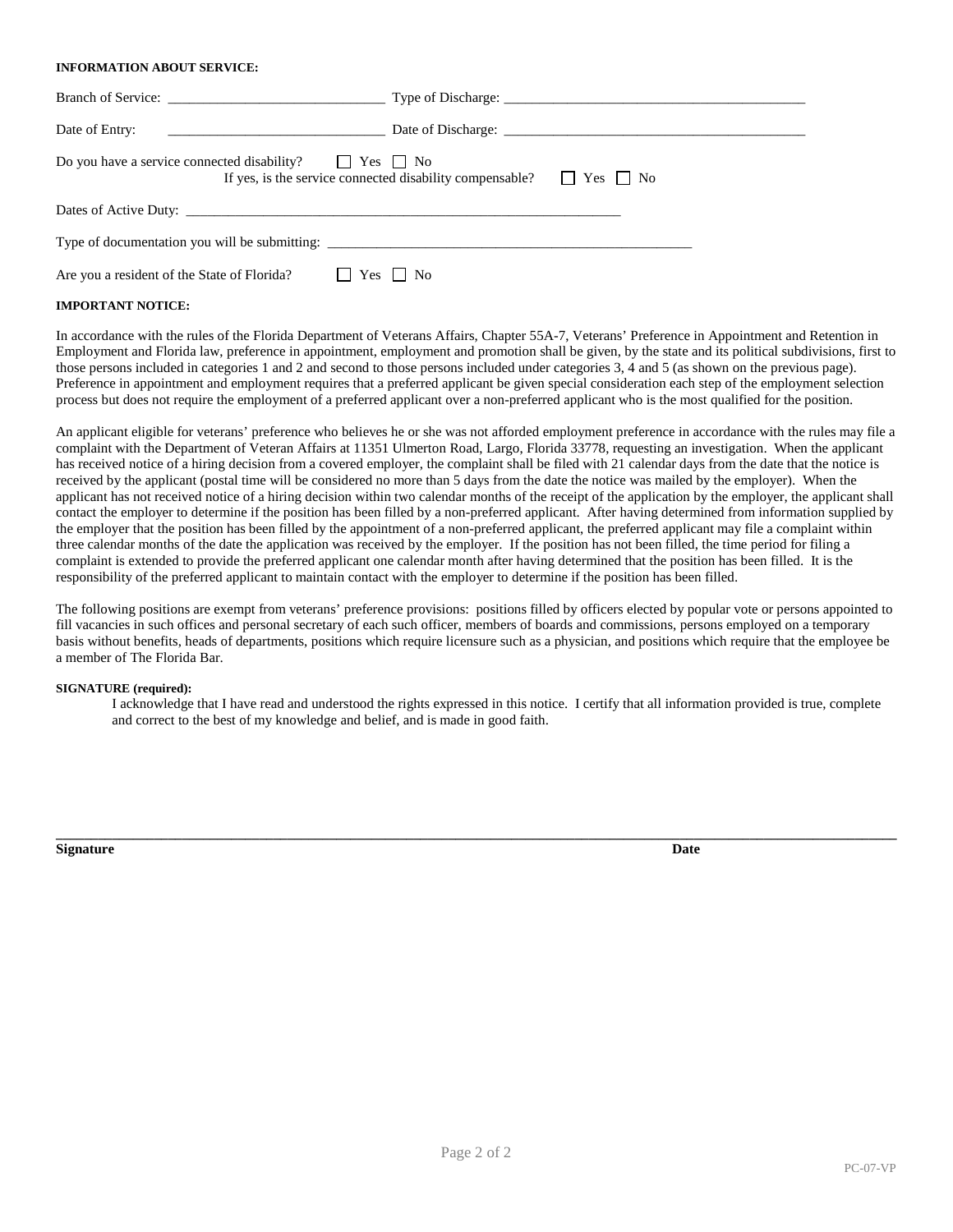**INFORMATION ABOUT SERVICE:**

Branch of Service: ______________________________ Type of Discharge: ___________________________________________

Date of Entry: ______________________________ Date of Discharge: ___________________________________________

Do you have a service connected disability? ☐ Yes ☐ No

If yes, is the service connected disability compensable? ☐ Yes ☐ No

Dates of Active Duty: ______________________________________________________________

Type of documentation you will be submitting: ____________________________________________________

Are you a resident of the State of Florida? ☐ Yes ☐ No

**IMPORTANT NOTICE:**

In accordance with the rules of the Florida Department of Veterans Affairs, Chapter 55A-7, Veterans' Preference in Appointment and Retention in Employment and Florida law, preference in appointment, employment and promotion shall be given, by the state and its political subdivisions, first to those persons included in categories 1 and 2 and second to those persons included under categories 3, 4 and 5 (as shown on the previous page). Preference in appointment and employment requires that a preferred applicant be given special consideration each step of the employment selection process but does not require the employment of a preferred applicant over a non-preferred applicant who is the most qualified for the position.

An applicant eligible for veterans' preference who believes he or she was not afforded employment preference in accordance with the rules may file a complaint with the Department of Veteran Affairs at 11351 Ulmerton Road, Largo, Florida 33778, requesting an investigation. When the applicant has received notice of a hiring decision from a covered employer, the complaint shall be filed with 21 calendar days from the date that the notice is received by the applicant (postal time will be considered no more than 5 days from the date the notice was mailed by the employer). When the applicant has not received notice of a hiring decision within two calendar months of the receipt of the application by the employer, the applicant shall contact the employer to determine if the position has been filled by a non-preferred applicant. After having determined from information supplied by the employer that the position has been filled by the appointment of a non-preferred applicant, the preferred applicant may file a complaint within three calendar months of the date the application was received by the employer. If the position has not been filled, the time period for filing a complaint is extended to provide the preferred applicant one calendar month after having determined that the position has been filled. It is the responsibility of the preferred applicant to maintain contact with the employer to determine if the position has been filled.

The following positions are exempt from veterans' preference provisions: positions filled by officers elected by popular vote or persons appointed to fill vacancies in such offices and personal secretary of each such officer, members of boards and commissions, persons employed on a temporary basis without benefits, heads of departments, positions which require licensure such as a physician, and positions which require that the employee be a member of The Florida Bar.

**SIGNATURE (required):**

I acknowledge that I have read and understood the rights expressed in this notice. I certify that all information provided is true, complete and correct to the best of my knowledge and belief, and is made in good faith.

_____________________________________________________________________________________________

**Signature** **Date**

PC-07-VP